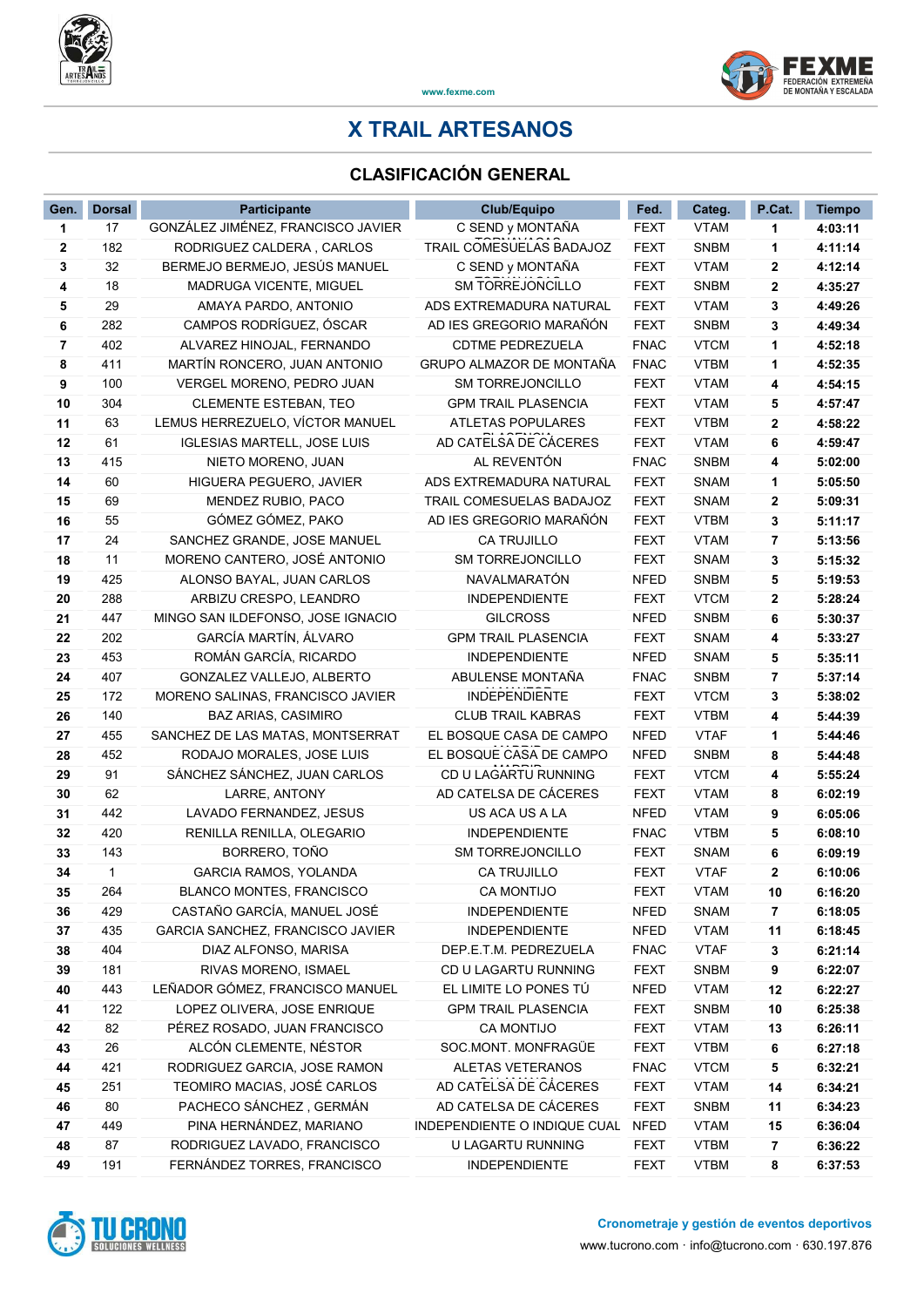www.fexme.com

# X TRAIL ARTESANOS

## CLASIFICACIÓN GENERAL

| Gen. | Dorsal | Participante | Club/Equipo | Fed. | Categ. | P.Cat. | Tiempo |
|---|---|---|---|---|---|---|---|
| 1 | 17 | GONZÁLEZ JIMÉNEZ, FRANCISCO JAVIER | C SEND y MONTAÑA | FEXT | VTAM | 1 | 4:03:11 |
| 2 | 182 | RODRIGUEZ CALDERA , CARLOS | TRAIL COMESUELAS BADAJOZ | FEXT | SNBM | 1 | 4:11:14 |
| 3 | 32 | BERMEJO BERMEJO, JESÚS MANUEL | C SEND y MONTAÑA | FEXT | VTAM | 2 | 4:12:14 |
| 4 | 18 | MADRUGA VICENTE, MIGUEL | SM TORREJONCILLO | FEXT | SNBM | 2 | 4:35:27 |
| 5 | 29 | AMAYA PARDO, ANTONIO | ADS EXTREMADURA NATURAL | FEXT | VTAM | 3 | 4:49:26 |
| 6 | 282 | CAMPOS RODRÍGUEZ, ÓSCAR | AD IES GREGORIO MARAÑÓN | FEXT | SNBM | 3 | 4:49:34 |
| 7 | 402 | ALVAREZ HINOJAL, FERNANDO | CDTME PEDREZUELA | FNAC | VTCM | 1 | 4:52:18 |
| 8 | 411 | MARTÍN RONCERO, JUAN ANTONIO | GRUPO ALMAZOR DE MONTAÑA | FNAC | VTBM | 1 | 4:52:35 |
| 9 | 100 | VERGEL MORENO, PEDRO JUAN | SM TORREJONCILLO | FEXT | VTAM | 4 | 4:54:15 |
| 10 | 304 | CLEMENTE ESTEBAN, TEO | GPM TRAIL PLASENCIA | FEXT | VTAM | 5 | 4:57:47 |
| 11 | 63 | LEMUS HERREZUELO, VÍCTOR MANUEL | ATLETAS POPULARES | FEXT | VTBM | 2 | 4:58:22 |
| 12 | 61 | IGLESIAS MARTELL, JOSE LUIS | AD CATELSA DE CÁCERES | FEXT | VTAM | 6 | 4:59:47 |
| 13 | 415 | NIETO MORENO, JUAN | AL REVENTÓN | FNAC | SNBM | 4 | 5:02:00 |
| 14 | 60 | HIGUERA PEGUERO, JAVIER | ADS EXTREMADURA NATURAL | FEXT | SNAM | 1 | 5:05:50 |
| 15 | 69 | MENDEZ RUBIO, PACO | TRAIL COMESUELAS BADAJOZ | FEXT | SNAM | 2 | 5:09:31 |
| 16 | 55 | GÓMEZ GÓMEZ, PAKO | AD IES GREGORIO MARAÑÓN | FEXT | VTBM | 3 | 5:11:17 |
| 17 | 24 | SANCHEZ GRANDE, JOSE MANUEL | CA TRUJILLO | FEXT | VTAM | 7 | 5:13:56 |
| 18 | 11 | MORENO CANTERO, JOSÉ ANTONIO | SM TORREJONCILLO | FEXT | SNAM | 3 | 5:15:32 |
| 19 | 425 | ALONSO BAYAL, JUAN CARLOS | NAVALMARATÓN | NFED | SNBM | 5 | 5:19:53 |
| 20 | 288 | ARBIZU CRESPO, LEANDRO | INDEPENDIENTE | FEXT | VTCM | 2 | 5:28:24 |
| 21 | 447 | MINGO SAN ILDEFONSO, JOSE IGNACIO | GILCROSS | NFED | SNBM | 6 | 5:30:37 |
| 22 | 202 | GARCÍA MARTÍN, ÁLVARO | GPM TRAIL PLASENCIA | FEXT | SNAM | 4 | 5:33:27 |
| 23 | 453 | ROMÁN GARCÍA, RICARDO | INDEPENDIENTE | NFED | SNAM | 5 | 5:35:11 |
| 24 | 407 | GONZALEZ VALLEJO, ALBERTO | ABULENSE MONTAÑA | FNAC | SNBM | 7 | 5:37:14 |
| 25 | 172 | MORENO SALINAS, FRANCISCO JAVIER | INDEPENDIENTE | FEXT | VTCM | 3 | 5:38:02 |
| 26 | 140 | BAZ ARIAS, CASIMIRO | CLUB TRAIL KABRAS | FEXT | VTBM | 4 | 5:44:39 |
| 27 | 455 | SANCHEZ DE LAS MATAS, MONTSERRAT | EL BOSQUE CASA DE CAMPO | NFED | VTAF | 1 | 5:44:46 |
| 28 | 452 | RODAJO MORALES, JOSE LUIS | EL BOSQUE CASA DE CAMPO | NFED | SNBM | 8 | 5:44:48 |
| 29 | 91 | SÁNCHEZ SÁNCHEZ, JUAN CARLOS | CD U LAGARTU RUNNING | FEXT | VTCM | 4 | 5:55:24 |
| 30 | 62 | LARRE, ANTONY | AD CATELSA DE CÁCERES | FEXT | VTAM | 8 | 6:02:19 |
| 31 | 442 | LAVADO FERNANDEZ, JESUS | US ACA US A LA | NFED | VTAM | 9 | 6:05:06 |
| 32 | 420 | RENILLA RENILLA, OLEGARIO | INDEPENDIENTE | FNAC | VTBM | 5 | 6:08:10 |
| 33 | 143 | BORRERO, TOÑO | SM TORREJONCILLO | FEXT | SNAM | 6 | 6:09:19 |
| 34 | 1 | GARCIA RAMOS, YOLANDA | CA TRUJILLO | FEXT | VTAF | 2 | 6:10:06 |
| 35 | 264 | BLANCO MONTES, FRANCISCO | CA MONTIJO | FEXT | VTAM | 10 | 6:16:20 |
| 36 | 429 | CASTAÑO GARCÍA, MANUEL JOSÉ | INDEPENDIENTE | NFED | SNAM | 7 | 6:18:05 |
| 37 | 435 | GARCIA SANCHEZ, FRANCISCO JAVIER | INDEPENDIENTE | NFED | VTAM | 11 | 6:18:45 |
| 38 | 404 | DIAZ ALFONSO, MARISA | DEP.E.T.M. PEDREZUELA | FNAC | VTAF | 3 | 6:21:14 |
| 39 | 181 | RIVAS MORENO, ISMAEL | CD U LAGARTU RUNNING | FEXT | SNBM | 9 | 6:22:07 |
| 40 | 443 | LEÑADOR GÓMEZ, FRANCISCO MANUEL | EL LIMITE LO PONES TÚ | NFED | VTAM | 12 | 6:22:27 |
| 41 | 122 | LOPEZ OLIVERA, JOSE ENRIQUE | GPM TRAIL PLASENCIA | FEXT | SNBM | 10 | 6:25:38 |
| 42 | 82 | PÉREZ ROSADO, JUAN FRANCISCO | CA MONTIJO | FEXT | VTAM | 13 | 6:26:11 |
| 43 | 26 | ALCÓN CLEMENTE, NÉSTOR | SOC.MONT. MONFRAGÜE | FEXT | VTBM | 6 | 6:27:18 |
| 44 | 421 | RODRIGUEZ GARCIA, JOSE RAMON | ALETAS VETERANOS | FNAC | VTCM | 5 | 6:32:21 |
| 45 | 251 | TEOMIRO MACIAS, JOSÉ CARLOS | AD CATELSA DE CÁCERES | FEXT | VTAM | 14 | 6:34:21 |
| 46 | 80 | PACHECO SÁNCHEZ , GERMÁN | AD CATELSA DE CÁCERES | FEXT | SNBM | 11 | 6:34:23 |
| 47 | 449 | PINA HERNÁNDEZ, MARIANO | INDEPENDIENTE O INDIQUE CUAL | NFED | VTAM | 15 | 6:36:04 |
| 48 | 87 | RODRIGUEZ LAVADO, FRANCISCO | U LAGARTU RUNNING | FEXT | VTBM | 7 | 6:36:22 |
| 49 | 191 | FERNÁNDEZ TORRES, FRANCISCO | INDEPENDIENTE | FEXT | VTBM | 8 | 6:37:53 |

Cronometraje y gestión de eventos deportivos
www.tucrono.com · info@tucrono.com · 630.197.876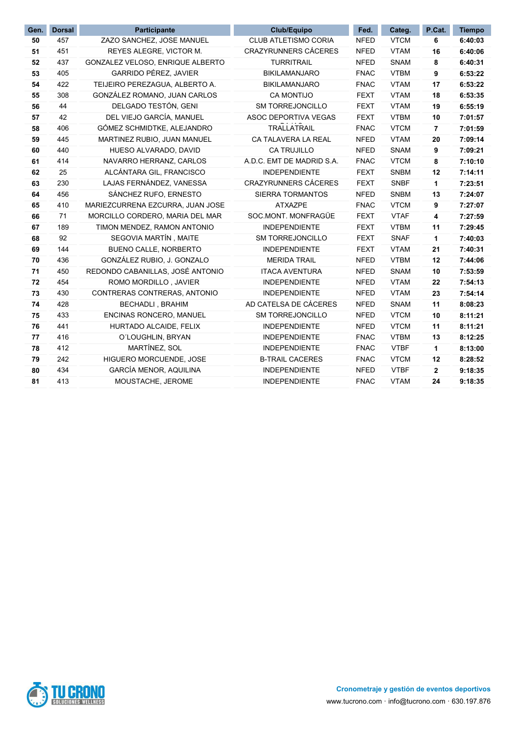| Gen. | Dorsal | Participante | Club/Equipo | Fed. | Categ. | P.Cat. | Tiempo |
|---|---|---|---|---|---|---|---|
| 50 | 457 | ZAZO SANCHEZ, JOSE MANUEL | CLUB ATLETISMO CORIA | NFED | VTCM | 6 | 6:40:03 |
| 51 | 451 | REYES ALEGRE, VICTOR M. | CRAZYRUNNERS CÁCERES | NFED | VTAM | 16 | 6:40:06 |
| 52 | 437 | GONZALEZ VELOSO, ENRIQUE ALBERTO | TURRITRAIL | NFED | SNAM | 8 | 6:40:31 |
| 53 | 405 | GARRIDO PÉREZ, JAVIER | BIKILAMANJARO | FNAC | VTBM | 9 | 6:53:22 |
| 54 | 422 | TEIJEIRO PEREZAGUA, ALBERTO A. | BIKILAMANJARO | FNAC | VTAM | 17 | 6:53:22 |
| 55 | 308 | GONZÁLEZ ROMANO, JUAN CARLOS | CA MONTIJO | FEXT | VTAM | 18 | 6:53:35 |
| 56 | 44 | DELGADO TESTÓN, GENI | SM TORREJONCILLO | FEXT | VTAM | 19 | 6:55:19 |
| 57 | 42 | DEL VIEJO GARCÍA, MANUEL | ASOC DEPORTIVA VEGAS | FEXT | VTBM | 10 | 7:01:57 |
| 58 | 406 | GÓMEZ SCHMIDTKE, ALEJANDRO | TRALLATRAIL | FNAC | VTCM | 7 | 7:01:59 |
| 59 | 445 | MARTINEZ RUBIO, JUAN MANUEL | CA TALAVERA LA REAL | NFED | VTAM | 20 | 7:09:14 |
| 60 | 440 | HUESO ALVARADO, DAVID | CA TRUJILLO | NFED | SNAM | 9 | 7:09:21 |
| 61 | 414 | NAVARRO HERRANZ, CARLOS | A.D.C. EMT DE MADRID S.A. | FNAC | VTCM | 8 | 7:10:10 |
| 62 | 25 | ALCÁNTARA GIL, FRANCISCO | INDEPENDIENTE | FEXT | SNBM | 12 | 7:14:11 |
| 63 | 230 | LAJAS FERNÁNDEZ, VANESSA | CRAZYRUNNERS CÁCERES | FEXT | SNBF | 1 | 7:23:51 |
| 64 | 456 | SÁNCHEZ RUFO, ERNESTO | SIERRA TORMANTOS | NFED | SNBM | 13 | 7:24:07 |
| 65 | 410 | MARIEZCURRENA EZCURRA, JUAN JOSE | ATXAZPE | FNAC | VTCM | 9 | 7:27:07 |
| 66 | 71 | MORCILLO CORDERO, MARIA DEL MAR | SOC.MONT. MONFRAGÜE | FEXT | VTAF | 4 | 7:27:59 |
| 67 | 189 | TIMON MENDEZ, RAMON ANTONIO | INDEPENDIENTE | FEXT | VTBM | 11 | 7:29:45 |
| 68 | 92 | SEGOVIA MARTÍN , MAITE | SM TORREJONCILLO | FEXT | SNAF | 1 | 7:40:03 |
| 69 | 144 | BUENO CALLE, NORBERTO | INDEPENDIENTE | FEXT | VTAM | 21 | 7:40:31 |
| 70 | 436 | GONZÁLEZ RUBIO, J. GONZALO | MERIDA TRAIL | NFED | VTBM | 12 | 7:44:06 |
| 71 | 450 | REDONDO CABANILLAS, JOSÉ ANTONIO | ITACA AVENTURA | NFED | SNAM | 10 | 7:53:59 |
| 72 | 454 | ROMO MORDILLO , JAVIER | INDEPENDIENTE | NFED | VTAM | 22 | 7:54:13 |
| 73 | 430 | CONTRERAS CONTRERAS, ANTONIO | INDEPENDIENTE | NFED | VTAM | 23 | 7:54:14 |
| 74 | 428 | BECHADLI , BRAHIM | AD CATELSA DE CÁCERES | NFED | SNAM | 11 | 8:08:23 |
| 75 | 433 | ENCINAS RONCERO, MANUEL | SM TORREJONCILLO | NFED | VTCM | 10 | 8:11:21 |
| 76 | 441 | HURTADO ALCAIDE, FELIX | INDEPENDIENTE | NFED | VTCM | 11 | 8:11:21 |
| 77 | 416 | O´LOUGHLIN, BRYAN | INDEPENDIENTE | FNAC | VTBM | 13 | 8:12:25 |
| 78 | 412 | MARTÍNEZ, SOL | INDEPENDIENTE | FNAC | VTBF | 1 | 8:13:00 |
| 79 | 242 | HIGUERO MORCUENDE, JOSE | B-TRAIL CACERES | FNAC | VTCM | 12 | 8:28:52 |
| 80 | 434 | GARCÍA MENOR, AQUILINA | INDEPENDIENTE | NFED | VTBF | 2 | 9:18:35 |
| 81 | 413 | MOUSTACHE, JEROME | INDEPENDIENTE | FNAC | VTAM | 24 | 9:18:35 |

TU CRONO SOLUCIONES WELLNESS

**Cronometraje y gestión de eventos deportivos**

www.tucrono.com · info@tucrono.com · 630.197.876